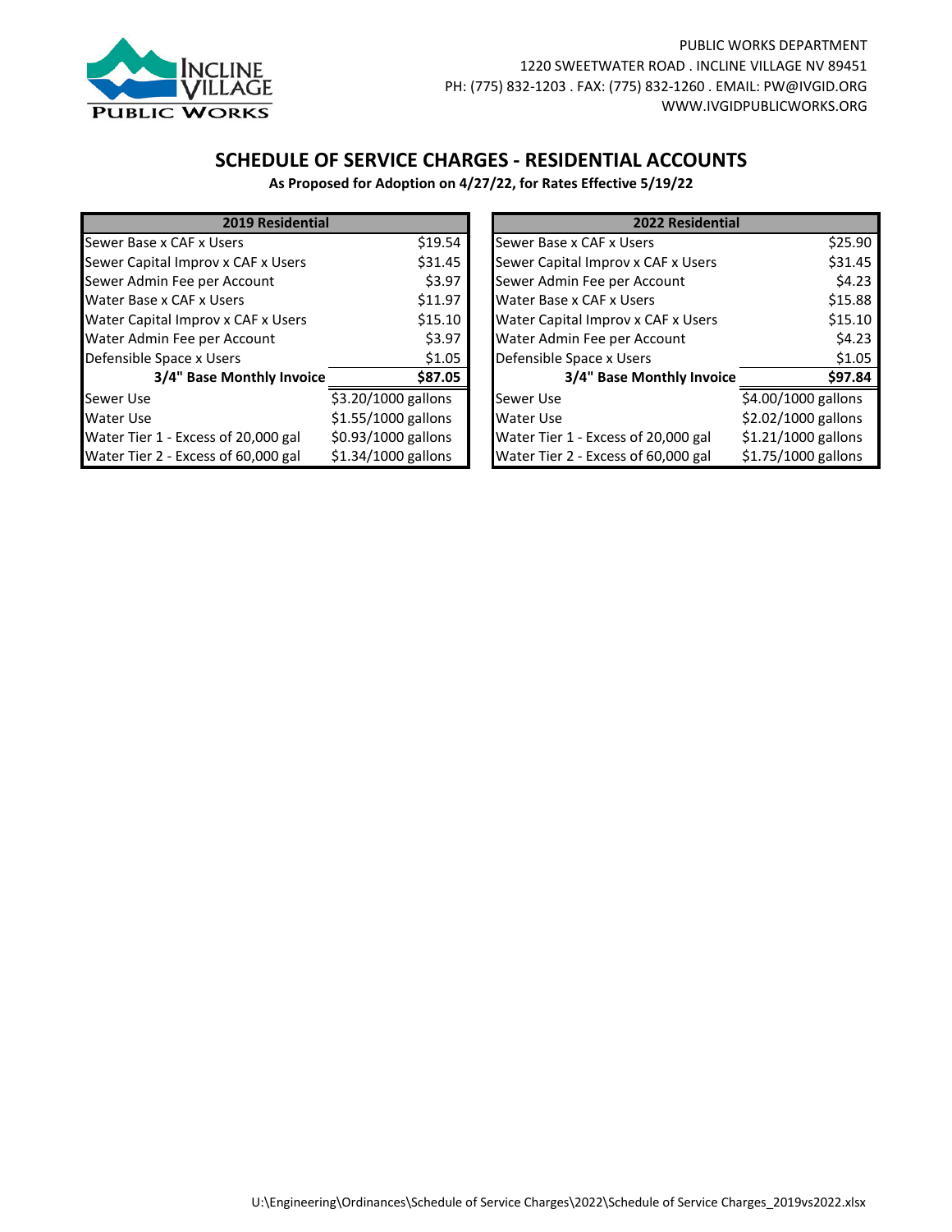PUBLIC WORKS DEPARTMENT
1220 SWEETWATER ROAD . INCLINE VILLAGE NV 89451
PH: (775) 832-1203 . FAX: (775) 832-1260 . EMAIL: PW@IVGID.ORG
WWW.IVGIDPUBLICWORKS.ORG

## SCHEDULE OF SERVICE CHARGES - RESIDENTIAL ACCOUNTS

**As Proposed for Adoption on 4/27/22, for Rates Effective 5/19/22**

| 2019 Residential | |
|---|---|
| Sewer Base x CAF x Users | $19.54 |
| Sewer Capital Improv x CAF x Users | $31.45 |
| Sewer Admin Fee per Account | $3.97 |
| Water Base x CAF x Users | $11.97 |
| Water Capital Improv x CAF x Users | $15.10 |
| Water Admin Fee per Account | $3.97 |
| Defensible Space x Users | $1.05 |
| **3/4" Base Monthly Invoice** | **$87.05** |
| Sewer Use | $3.20/1000 gallons |
| Water Use | $1.55/1000 gallons |
| Water Tier 1 - Excess of 20,000 gal | $0.93/1000 gallons |
| Water Tier 2 - Excess of 60,000 gal | $1.34/1000 gallons |

| 2022 Residential | |
|---|---|
| Sewer Base x CAF x Users | $25.90 |
| Sewer Capital Improv x CAF x Users | $31.45 |
| Sewer Admin Fee per Account | $4.23 |
| Water Base x CAF x Users | $15.88 |
| Water Capital Improv x CAF x Users | $15.10 |
| Water Admin Fee per Account | $4.23 |
| Defensible Space x Users | $1.05 |
| **3/4" Base Monthly Invoice** | **$97.84** |
| Sewer Use | $4.00/1000 gallons |
| Water Use | $2.02/1000 gallons |
| Water Tier 1 - Excess of 20,000 gal | $1.21/1000 gallons |
| Water Tier 2 - Excess of 60,000 gal | $1.75/1000 gallons |

U:\Engineering\Ordinances\Schedule of Service Charges\2022\Schedule of Service Charges_2019vs2022.xlsx